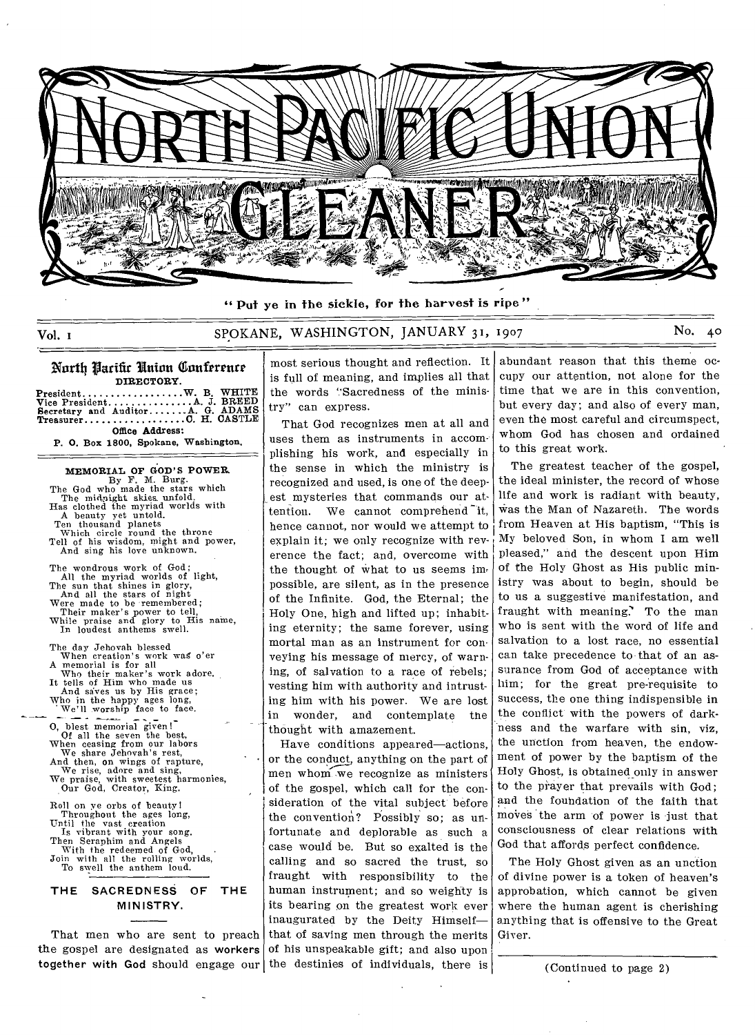# NORTH PACIFIC UNION GLEANER

"Put ye in the sickle, for the harvest is ripe"

Vol. 1 SPOKANE, WASHINGTON, JANUARY 31, 1907 No. 40

## North Pacific Union Conference

DIRECTORY.

President.................. W. B. WHITE
Vice President............... A. J. BREED
Secretary and Auditor....... A. G. ADAMS
Treasurer.................. C. H. CASTLE

Office Address:
P. O. Box 1800, Spokane, Washington.

### MEMORIAL OF GOD'S POWER.

By F. M. Burg.

The God who made the stars which
The midnight skies unfold,
Has clothed the myriad worlds with
A beauty yet untold.
Ten thousand planets
Which circle round the throne
Tell of his wisdom, might and power,
And sing his love unknown.

The wondrous work of God;
All the myriad worlds of light,
The sun that shines in glory,
And all the stars of night
Were made to be remembered;
Their maker's power to tell,
While praise and glory to His name,
In loudest anthems swell.

The day Jehovah blessed
When creation's work was o'er
A memorial is for all
Who their maker's work adore.
It tells of Him who made us
And saves us by His grace;
Who in the happy ages long,
We'll worship face to face.

O, blest memorial given!
Of all the seven the best,
When ceasing from our labors
We share Jehovah's rest,
And then, on wings of rapture,
We rise, adore and sing,
We praise, with sweetest harmonies,
Our God, Creator, King.

Roll on ye orbs of beauty!
Throughout the ages long,
Until the vast creation
Is vibrant with your song,
Then Seraphim and Angels
With the redeemed of God,
Join with all the rolling worlds,
To swell the anthem loud.

### THE SACREDNESS OF THE MINISTRY.

That men who are sent to preach the gospel are designated as **workers together with God** should engage our most serious thought and reflection. It is full of meaning, and implies all that the words "Sacredness of the ministry" can express.

That God recognizes men at all and uses them as instruments in accomplishing his work, and especially in the sense in which the ministry is recognized and used, is one of the deepest mysteries that commands our attention. We cannot comprehend it, hence cannot, nor would we attempt to explain it; we only recognize with reverence the fact; and, overcome with the thought of what to us seems impossible, are silent, as in the presence of the Infinite. God, the Eternal; the Holy One, high and lifted up; inhabiting eternity; the same forever, using mortal man as an instrument for conveying his message of mercy, of warning, of salvation to a race of rebels; vesting him with authority and intrusting him with his power. We are lost in wonder, and contemplate the thought with amazement.

Have conditions appeared—actions, or the conduct, anything on the part of men whom we recognize as ministers of the gospel, which call for the consideration of the vital subject before the convention? Possibly so; as unfortunate and deplorable as such a case would be. But so exalted is the calling and so sacred the trust, so fraught with responsibility to the human instrument; and so weighty is its bearing on the greatest work ever inaugurated by the Deity Himself—that of saving men through the merits of his unspeakable gift; and also upon the destinies of individuals, there is abundant reason that this theme occupy our attention, not alone for the time that we are in this convention, but every day; and also of every man, even the most careful and circumspect, whom God has chosen and ordained to this great work.

The greatest teacher of the gospel, the ideal minister, the record of whose life and work is radiant with beauty, was the Man of Nazareth. The words from Heaven at His baptism, "This is My beloved Son, in whom I am well pleased," and the descent upon Him of the Holy Ghost as His public ministry was about to begin, should be to us a suggestive manifestation, and fraught with meaning. To the man who is sent with the word of life and salvation to a lost race, no essential can take precedence to that of an assurance from God of acceptance with him; for the great pre-requisite to success, the one thing indispensible in the conflict with the powers of darkness and the warfare with sin, viz, the unction from heaven, the endowment of power by the baptism of the Holy Ghost, is obtained only in answer to the prayer that prevails with God; and the foundation of the faith that moves the arm of power is just that consciousness of clear relations with God that affords perfect confidence.

The Holy Ghost given as an unction of divine power is a token of heaven's approbation, which cannot be given where the human agent is cherishing anything that is offensive to the Great Giver.

(Continued to page 2)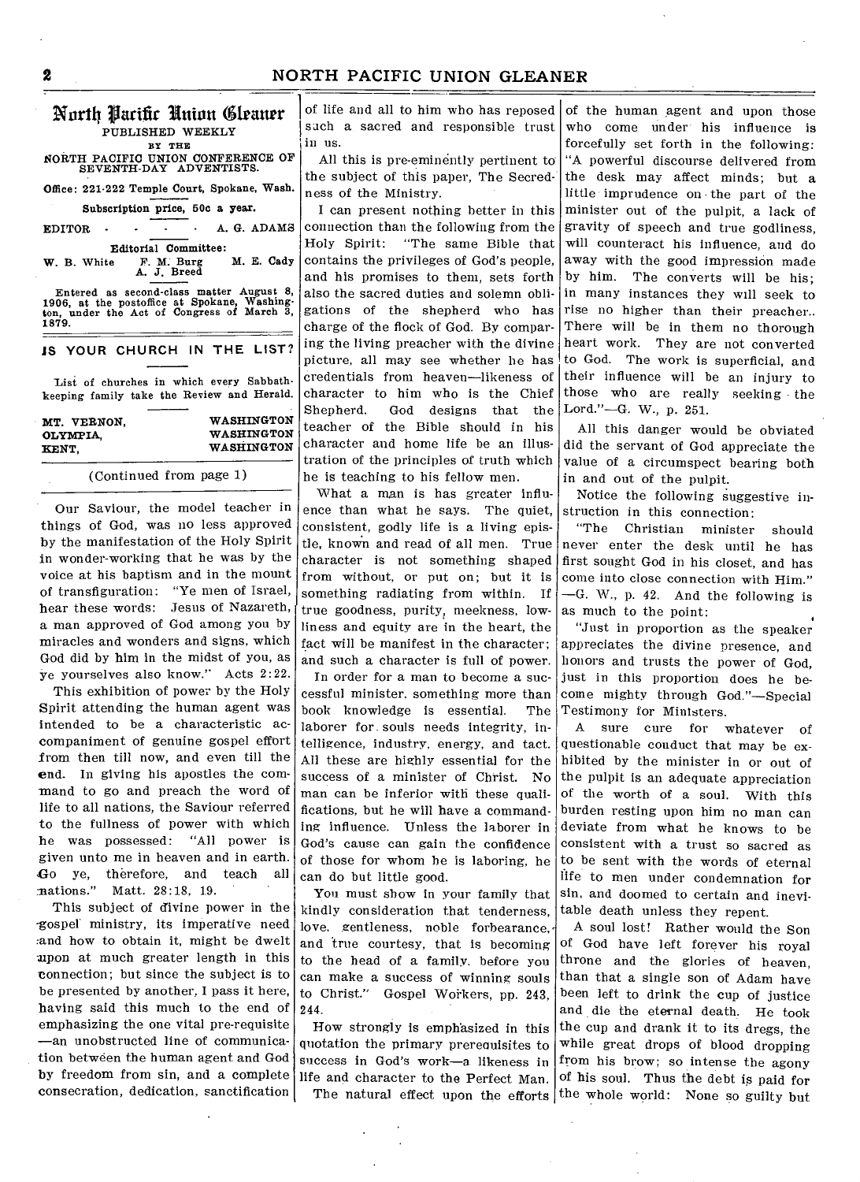# North Pacific Union Gleaner

PUBLISHED WEEKLY

BY THE

NORTH PACIFIC UNION CONFERENCE OF SEVENTH-DAY ADVENTISTS.

Office: 221-222 Temple Court, Spokane, Wash.

Subscription price, 50c a year.

EDITOR - - - - A. G. ADAMS

Editorial Committee:

W. B. White F. M. Burg M. E. Cady A. J. Breed

Entered as second-class matter August 8, 1906, at the postoffice at Spokane, Washington, under the Act of Congress of March 3, 1879.

## IS YOUR CHURCH IN THE LIST?

List of churches in which every Sabbath-keeping family take the Review and Herald.

| | |
|---|---|
| MT. VERNON, | WASHINGTON |
| OLYMPIA, | WASHINGTON |
| KENT, | WASHINGTON |

(Continued from page 1)

Our Saviour, the model teacher in things of God, was no less approved by the manifestation of the Holy Spirit in wonder-working that he was by the voice at his baptism and in the mount of transfiguration: "Ye men of Israel, hear these words: Jesus of Nazareth, a man approved of God among you by miracles and wonders and signs, which God did by him in the midst of you, as ye yourselves also know." Acts 2:22.

This exhibition of power by the Holy Spirit attending the human agent was intended to be a characteristic accompaniment of genuine gospel effort from then till now, and even till the end. In giving his apostles the command to go and preach the word of life to all nations, the Saviour referred to the fullness of power with which he was possessed: "All power is given unto me in heaven and in earth. Go ye, therefore, and teach all nations." Matt. 28:18, 19.

This subject of divine power in the gospel ministry, its imperative need and how to obtain it, might be dwelt upon at much greater length in this connection; but since the subject is to be presented by another, I pass it here, having said this much to the end of emphasizing the one vital pre-requisite—an unobstructed line of communication between the human agent and God by freedom from sin, and a complete consecration, dedication, sanctification of life and all to him who has reposed such a sacred and responsible trust in us.

All this is pre-eminently pertinent to the subject of this paper, The Secredness of the Ministry.

I can present nothing better in this connection than the following from the Holy Spirit: "The same Bible that contains the privileges of God's people, and his promises to them, sets forth also the sacred duties and solemn obligations of the shepherd who has charge of the flock of God. By comparing the living preacher with the divine picture, all may see whether he has credentials from heaven—likeness of character to him who is the Chief Shepherd. God designs that the teacher of the Bible should in his character and home life be an illustration of the principles of truth which he is teaching to his fellow men.

What a man is has greater influence than what he says. The quiet, consistent, godly life is a living epistle, known and read of all men. True character is not something shaped from without, or put on; but it is something radiating from within. If true goodness, purity, meekness, lowliness and equity are in the heart, the fact will be manifest in the character; and such a character is full of power.

In order for a man to become a successful minister, something more than book knowledge is essential. The laborer for souls needs integrity, intelligence, industry, energy, and tact. All these are highly essential for the success of a minister of Christ. No man can be inferior with these qualifications, but he will have a commanding influence. Unless the laborer in God's cause can gain the confidence of those for whom he is laboring, he can do but little good.

You must show in your family that kindly consideration that tenderness, love, gentleness, noble forbearance, and true courtesy, that is becoming to the head of a family, before you can make a success of winning souls to Christ." Gospel Workers, pp. 243, 244.

How strongly is emphasized in this quotation the primary prerequisites to success in God's work—a likeness in life and character to the Perfect Man.

The natural effect upon the efforts of the human agent and upon those who come under his influence is forcefully set forth in the following: "A powerful discourse delivered from the desk may affect minds; but a little imprudence on the part of the minister out of the pulpit, a lack of gravity of speech and true godliness, will counteract his influence, and do away with the good impression made by him. The converts will be his; in many instances they will seek to rise no higher than their preacher. There will be in them no thorough heart work. They are not converted to God. The work is superficial, and their influence will be an injury to those who are really seeking the Lord."—G. W., p. 251.

All this danger would be obviated did the servant of God appreciate the value of a circumspect bearing both in and out of the pulpit.

Notice the following suggestive instruction in this connection:

"The Christian minister should never enter the desk until he has first sought God in his closet, and has come into close connection with Him."—G. W., p. 42. And the following is as much to the point:

"Just in proportion as the speaker appreciates the divine presence, and honors and trusts the power of God, just in this proportion does he become mighty through God."—Special Testimony for Ministers.

A sure cure for whatever of questionable conduct that may be exhibited by the minister in or out of the pulpit is an adequate appreciation of the worth of a soul. With this burden resting upon him no man can deviate from what he knows to be consistent with a trust so sacred as to be sent with the words of eternal life to men under condemnation for sin, and doomed to certain and inevitable death unless they repent.

A soul lost! Rather would the Son of God have left forever his royal throne and the glories of heaven, than that a single son of Adam have been left to drink the cup of justice and die the eternal death. He took the cup and drank it to its dregs, the while great drops of blood dropping from his brow; so intense the agony of his soul. Thus the debt is paid for the whole world: None so guilty but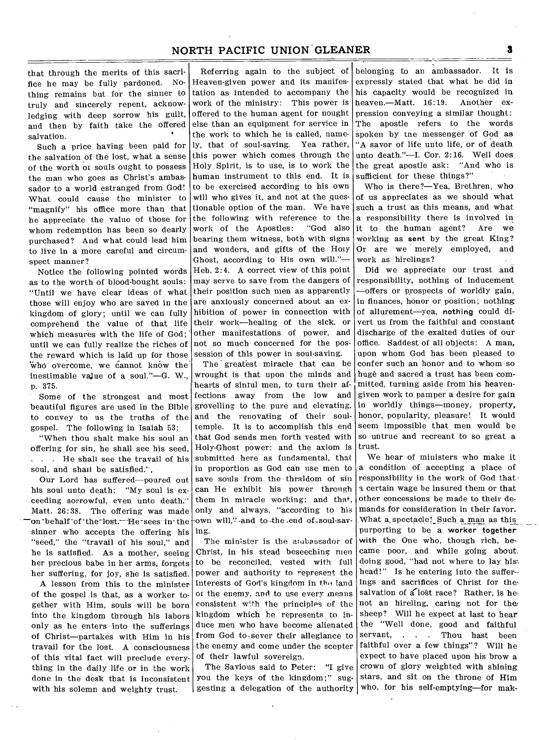that through the merits of this sacrifice he may be fully pardoned. Nothing remains but for the sinner to truly and sincerely repent, acknowledging with deep sorrow his guilt, and then by faith take the offered salvation.

Such a price having been paid for the salvation of the lost, what a sense of the worth of souls ought to possess the man who goes as Christ's ambassador to a world estranged from God! What could cause the minister to "magnify" his office more than that he appreciate the value of those for whom redemption has been so dearly purchased? And what could lead him to live in a more careful and circumspect manner?

Notice the following pointed words as to the worth of blood-bought souls: "Until we have clear ideas of what those will enjoy who are saved in the kingdom of glory; until we can fully comprehend the value of that life which measures with the life of God; until we can fully realize the riches of the reward which is laid up for those who overcome, we cannot know the inestimable value of a soul."—G. W., p. 375.

Some of the strongest and most beautiful figures are used in the Bible to convey to us the truths of the gospel. The following in Isaiah 53:

"When thou shalt make his soul an offering for sin, he shall see his seed, . . . He shall see the travail of his soul, and shall be satisfied.".

Our Lord has suffered—poured out his soul unto death: "My soul is exceeding sorrowful, even unto death." Matt. 26:38. The offering was made on behalf of the lost. He sees in the sinner who accepts the offering his "seed," the "travail of his soul," and he is satisfied. As a mother, seeing her precious babe in her arms, forgets her suffering, for joy, she is satisfied.

A lesson from this to the minister of the gospel is that, as a worker together with Him, souls will be born into the kingdom through his labors only as he enters into the sufferings of Christ—partakes with Him in his travail for the lost. A consciousness of this vital fact will preclude everything in the daily life or in the work done in the desk that is inconsistent with his solemn and weighty trust.

Referring again to the subject of Heaven-given power and its manifestation as intended to accompany the work of the ministry: This power is offered to the human agent for nought else than an equipment for service in the work to which he is called, namely, that of soul-saving. Yea rather, this power which comes through the Holy Spirit, is to use, is to work the human instrument to this end. It is to be exercised according to his own will who gives it, and not at the questionable option of the man. We have the following with reference to the work of the Apostles: "God also bearing them witness, both with signs and wonders, and gifts of the Holy Ghost, according to His own will."—Heb. 2:4. A correct view of this point may serve to save from the dangers of their position such men as apparently are anxiously concerned about an exhibition of power in connection with their work—healing of the sick, or other manifestations of power, and not so much concerned for the possession of this power in soul-saving.

The greatest miracle that can be wrought is that upon the minds and hearts of sinful men, to turn their affections away from the low and grovelling to the pure and elevating, and the renovating of their soul-temple. It is to accomplish this end that God sends men forth vested with Holy-Ghost power: and the axiom is submitted here as fundamental, that in proportion as God can use men to save souls from the thraldom of sin can He exhibit his power through them in miracle working; and that, only and always, "according to his own will," and to the end of soul-saving.

The minister is the ambassador of Christ, in his stead beseeching men to be reconciled, vested with full power and authority to represent the interests of God's kingdom in the land of the enemy, and to use every means consistent with the principles of the kingdom which he represents to induce men who have become alienated from God to sever their allegiance to the enemy and come under the scepter of their lawful sovereign.

The Saviour said to Peter: "I give you the keys of the kingdom;" suggesting a delegation of the authority belonging to an ambassador. It is expressly stated that what he did in his capacity would be recognized in heaven.—Matt. 16:19. Another expression conveying a similar thought: The apostle refers to the words spoken by the messenger of God as "A savor of life unto life, or of death unto death."—I. Cor. 2:16. Well does the great apostle ask: "And who is sufficient for these things?"

Who is there?—Yea, Brethren, who of us appreciates as we should what such a trust as this means, and what a responsibility there is involved in it to the human agent? Are we working as **sent** by the great King? Or are we merely employed, and work as hirelings?

Did we appreciate our trust and responsibility, nothing of inducement—offers or prospects of worldly gain, in finances, honor or position; nothing of allurement—yea, **nothing** could divert us from the faithful and constant discharge of the exalted duties of our office. Saddest of all objects: A man, upon whom God has been pleased to confer such an honor and to whom so huge and sacred a trust has been committed, turning aside from his heaven-given work to pamper a desire for gain in worldly things—money, property, honor, popularity, pleasure! It would seem impossible that men would be so untrue and recreant to so great a trust.

We hear of ministers who make it a condition of accepting a place of responsibility in the work of God that a certain wage be insured them or that other concessions be made to their demands for consideration in their favor. What a spectacle! Such a man as this purporting to be a **worker together** with the One who, though rich, became poor, and while going about doing good, "had not where to lay his head!" Is he entering into the sufferings and sacrifices of Christ for the salvation of a lost race? Rather, is he not an hireling, caring not for the sheep? Will he expect at last to hear the "Well done, good and faithful servant, . . . Thou hast been faithful over a few things"? Will he expect to have placed upon his brow a crown of glory weighted with shining stars, and sit on the throne of Him who, for his self-emptying—for mak-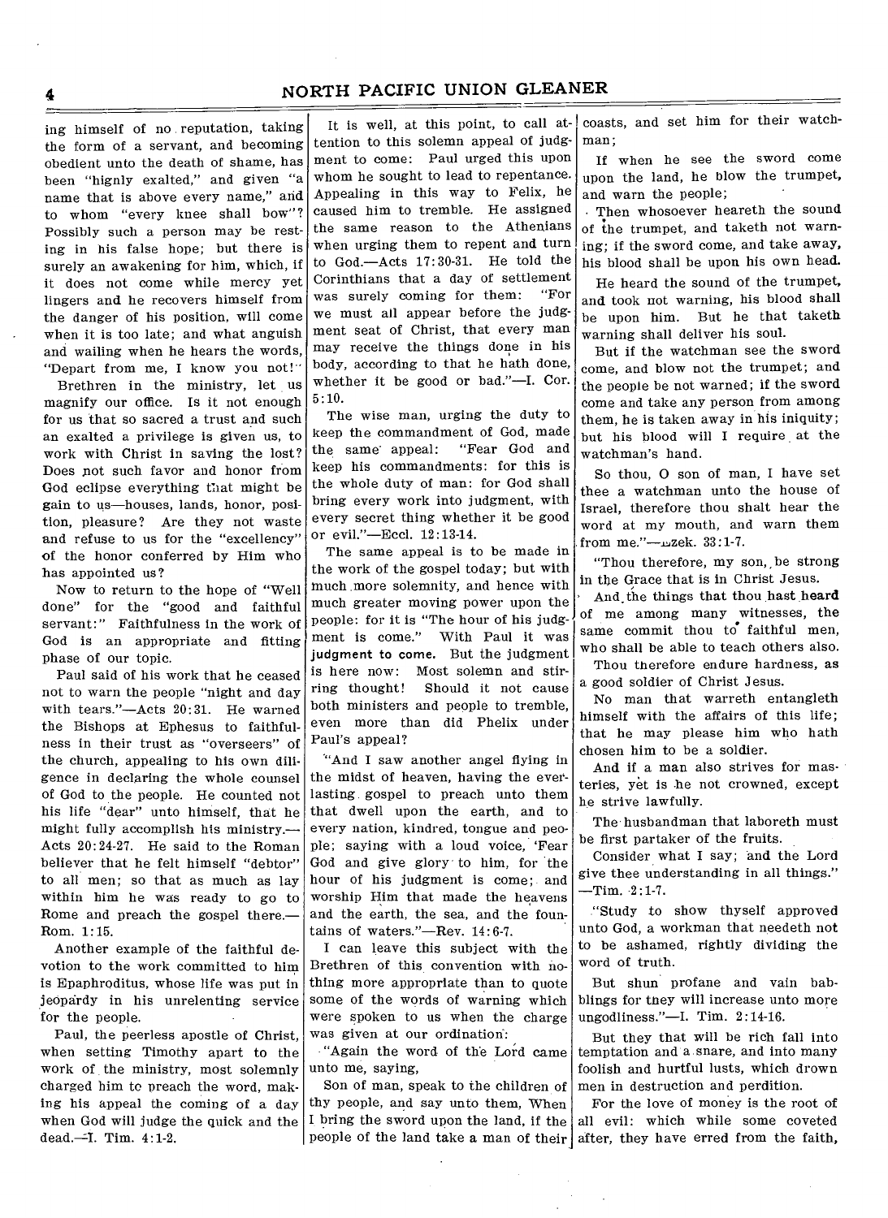ing himself of no reputation, taking the form of a servant, and becoming obedient unto the death of shame, has been "hignly exalted," and given "a name that is above every name," and to whom "every knee shall bow"? Possibly such a person may be resting in his false hope; but there is surely an awakening for him, which, if it does not come while mercy yet lingers and he recovers himself from the danger of his position, will come when it is too late; and what anguish and wailing when he hears the words, "Depart from me, I know you not!"

Brethren in the ministry, let us magnify our office. Is it not enough for us that so sacred a trust and such an exalted a privilege is given us, to work with Christ in saving the lost? Does not such favor and honor from God eclipse everything that might be gain to us—houses, lands, honor, position, pleasure? Are they not waste and refuse to us for the "excellency" of the honor conferred by Him who has appointed us?

Now to return to the hope of "Well done" for the "good and faithful servant:" Faithfulness in the work of God is an appropriate and fitting phase of our topic.

Paul said of his work that he ceased not to warn the people "night and day with tears."—Acts 20:31. He warned the Bishops at Ephesus to faithfulness in their trust as "overseers" of the church, appealing to his own diligence in declaring the whole counsel of God to the people. He counted not his life "dear" unto himself, that he might fully accomplish his ministry.—Acts 20:24-27. He said to the Roman believer that he felt himself "debtor" to all men; so that as much as lay within him he was ready to go to Rome and preach the gospel there.—Rom. 1:15.

Another example of the faithful devotion to the work committed to him is Epaphroditus, whose life was put in jeopardy in his unrelenting service for the people.

Paul, the peerless apostle of Christ, when setting Timothy apart to the work of the ministry, most solemnly charged him to preach the word, making his appeal the coming of a day when God will judge the quick and the dead.—I. Tim. 4:1-2.

It is well, at this point, to call attention to this solemn appeal of judgment to come: Paul urged this upon whom he sought to lead to repentance. Appealing in this way to Felix, he caused him to tremble. He assigned the same reason to the Athenians when urging them to repent and turn to God.—Acts 17:30-31. He told the Corinthians that a day of settlement was surely coming for them: "For we must all appear before the judgment seat of Christ, that every man may receive the things done in his body, according to that he hath done, whether it be good or bad."—I. Cor. 5:10.

The wise man, urging the duty to keep the commandment of God, made the same appeal: "Fear God and keep his commandments: for this is the whole duty of man: for God shall bring every work into judgment, with every secret thing whether it be good or evil."—Eccl. 12:13-14.

The same appeal is to be made in the work of the gospel today; but with much more solemnity, and hence with much greater moving power upon the people: for it is "The hour of his judgment is come." With Paul it was **judgment to come.** But the judgment is here now: Most solemn and stirring thought! Should it not cause both ministers and people to tremble, even more than did Phelix under Paul's appeal?

"And I saw another angel flying in the midst of heaven, having the everlasting gospel to preach unto them that dwell upon the earth, and to every nation, kindred, tongue and people; saying with a loud voice, 'Fear God and give glory to him, for the hour of his judgment is come; and worship Him that made the heavens and the earth, the sea, and the fountains of waters."—Rev. 14:6-7.

I can leave this subject with the Brethren of this convention with nothing more appropriate than to quote some of the words of warning which were spoken to us when the charge was given at our ordination:

"Again the word of the Lord came unto me, saying,

Son of man, speak to the children of thy people, and say unto them, When I bring the sword upon the land, if the people of the land take a man of their coasts, and set him for their watchman;

If when he see the sword come upon the land, he blow the trumpet, and warn the people;

Then whosoever heareth the sound of the trumpet, and taketh not warning; if the sword come, and take away, his blood shall be upon his own head.

He heard the sound of the trumpet, and took not warning, his blood shall be upon him. But he that taketh warning shall deliver his soul.

But if the watchman see the sword come, and blow not the trumpet; and the people be not warned; if the sword come and take any person from among them, he is taken away in his iniquity; but his blood will I require at the watchman's hand.

So thou, O son of man, I have set thee a watchman unto the house of Israel, therefore thou shalt hear the word at my mouth, and warn them from me."—Ezek. 33:1-7.

"Thou therefore, my son, be strong in the Grace that is in Christ Jesus.

And the things that thou **hast heard** of me among many witnesses, the same commit thou to faithful men, who shall be able to teach others also.

Thou therefore endure hardness, as a good soldier of Christ Jesus.

No man that warreth entangleth himself with the affairs of this life; that he may please him who hath chosen him to be a soldier.

And if a man also strives for masteries, yet is he not crowned, except he strive lawfully.

The husbandman that laboreth must be first partaker of the fruits.

Consider what I say; and the Lord give thee understanding in all things." —Tim. 2:1-7.

"Study to show thyself approved unto God, a workman that needeth not to be ashamed, rightly dividing the word of truth.

But shun profane and vain babblings for tney will increase unto more ungodliness."—I. Tim. 2:14-16.

But they that will be rich fall into temptation and a snare, and into many foolish and hurtful lusts, which drown men in destruction and perdition.

For the love of money is the root of all evil: which while some coveted after, they have erred from the faith,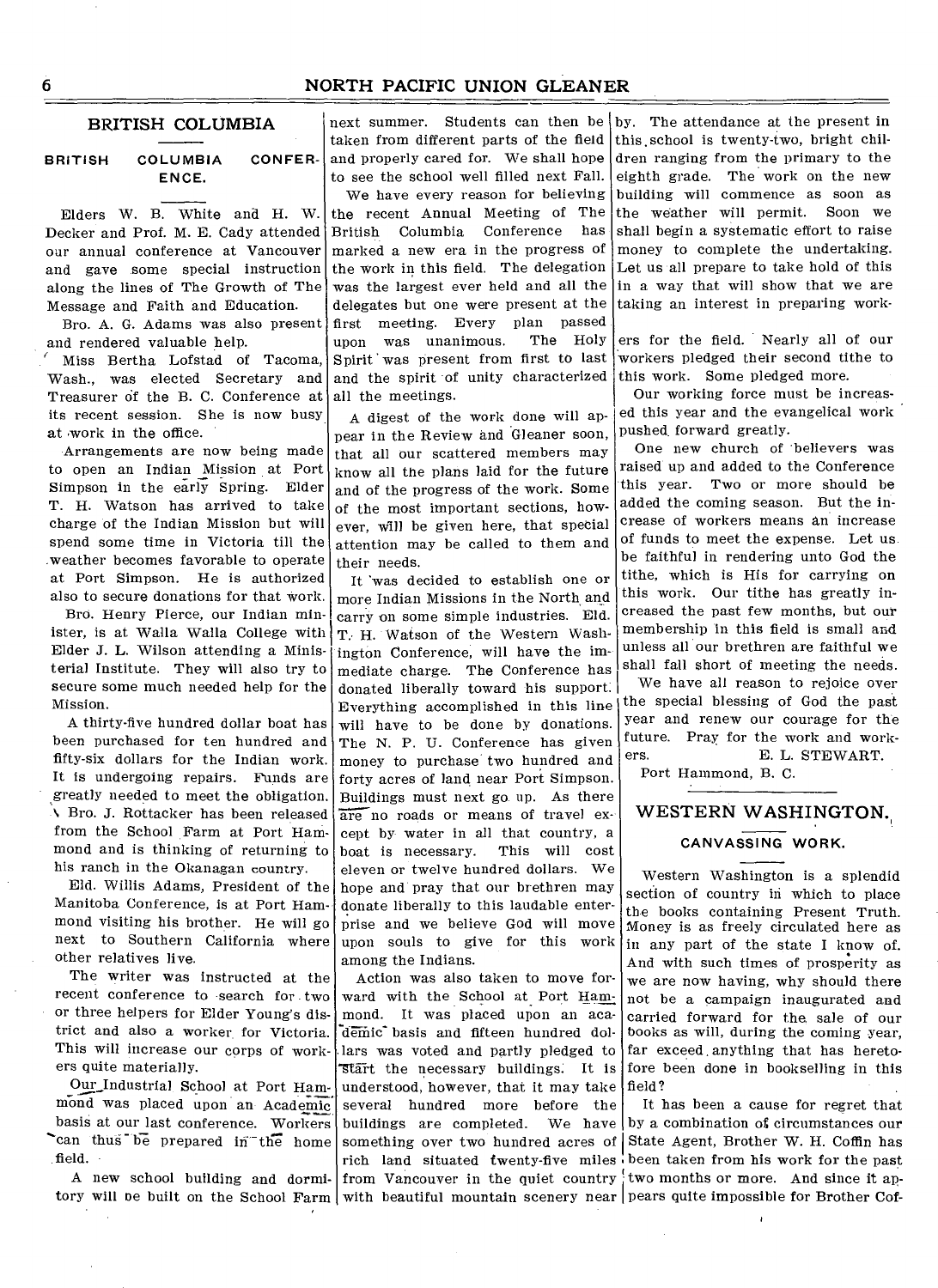## BRITISH COLUMBIA

### BRITISH COLUMBIA CONFERENCE.

Elders W. B. White and H. W. Decker and Prof. M. E. Cady attended our annual conference at Vancouver and gave some special instruction along the lines of The Growth of The Message and Faith and Education.

Bro. A. G. Adams was also present and rendered valuable help.

Miss Bertha Lofstad of Tacoma, Wash., was elected Secretary and Treasurer of the B. C. Conference at its recent session. She is now busy at work in the office.

Arrangements are now being made to open an Indian Mission at Port Simpson in the early Spring. Elder T. H. Watson has arrived to take charge of the Indian Mission but will spend some time in Victoria till the weather becomes favorable to operate at Port Simpson. He is authorized also to secure donations for that work.

Bro. Henry Pierce, our Indian minister, is at Walla Walla College with Elder J. L. Wilson attending a Ministerial Institute. They will also try to secure some much needed help for the Mission.

A thirty-five hundred dollar boat has been purchased for ten hundred and fifty-six dollars for the Indian work. It is undergoing repairs. Funds are greatly needed to meet the obligation.

Bro. J. Rottacker has been released from the School Farm at Port Hammond and is thinking of returning to his ranch in the Okanagan country.

Eld. Willis Adams, President of the Manitoba Conference, is at Port Hammond visiting his brother. He will go next to Southern California where other relatives live.

The writer was instructed at the recent conference to search for two or three helpers for Elder Young's district and also a worker for Victoria. This will increase our corps of workers quite materially.

Our Industrial School at Port Hammond was placed upon an Academic basis at our last conference. Workers can thus be prepared in the home field.

A new school building and dormitory will be built on the School Farm next summer. Students can then be taken from different parts of the field and properly cared for. We shall hope to see the school well filled next Fall.

We have every reason for believing the recent Annual Meeting of The British Columbia Conference has marked a new era in the progress of the work in this field. The delegation was the largest ever held and all the delegates but one were present at the first meeting. Every plan passed upon was unanimous. The Holy Spirit was present from first to last and the spirit of unity characterized all the meetings.

A digest of the work done will appear in the Review and Gleaner soon, that all our scattered members may know all the plans laid for the future and of the progress of the work. Some of the most important sections, however, will be given here, that special attention may be called to them and their needs.

It was decided to establish one or more Indian Missions in the North and carry on some simple industries. Eld. T. H. Watson of the Western Washington Conference, will have the immediate charge. The Conference has donated liberally toward his support. Everything accomplished in this line will have to be done by donations. The N. P. U. Conference has given money to purchase two hundred and forty acres of land near Port Simpson. Buildings must next go up. As there are no roads or means of travel except by water in all that country, a boat is necessary. This will cost eleven or twelve hundred dollars. We hope and pray that our brethren may donate liberally to this laudable enterprise and we believe God will move upon souls to give for this work among the Indians.

Action was also taken to move forward with the School at Port Hammond. It was placed upon an academic basis and fifteen hundred dollars was voted and partly pledged to start the necessary buildings. It is understood, however, that it may take several hundred more before the buildings are completed. We have something over two hundred acres of rich land situated twenty-five miles from Vancouver in the quiet country with beautiful mountain scenery near by. The attendance at the present in this school is twenty-two, bright children ranging from the primary to the eighth grade. The work on the new building will commence as soon as the weather will permit. Soon we shall begin a systematic effort to raise money to complete the undertaking. Let us all prepare to take hold of this in a way that will show that we are taking an interest in preparing workers for the field. Nearly all of our workers pledged their second tithe to this work. Some pledged more.

Our working force must be increased this year and the evangelical work pushed forward greatly.

One new church of believers was raised up and added to the Conference this year. Two or more should be added the coming season. But the increase of workers means an increase of funds to meet the expense. Let us be faithful in rendering unto God the tithe, which is His for carrying on this work. Our tithe has greatly increased the past few months, but our membership in this field is small and unless all our brethren are faithful we shall fall short of meeting the needs.

We have all reason to rejoice over the special blessing of God the past year and renew our courage for the future. Pray for the work and workers.

E. L. STEWART.

Port Hammond, B. C.

## WESTERN WASHINGTON.

### CANVASSING WORK.

Western Washington is a splendid section of country in which to place the books containing Present Truth. Money is as freely circulated here as in any part of the state I know of. And with such times of prosperity as we are now having, why should there not be a campaign inaugurated and carried forward for the sale of our books as will, during the coming year, far exceed anything that has heretofore been done in bookselling in this field?

It has been a cause for regret that by a combination of circumstances our State Agent, Brother W. H. Coffin has been taken from his work for the past two months or more. And since it appears quite impossible for Brother Cof-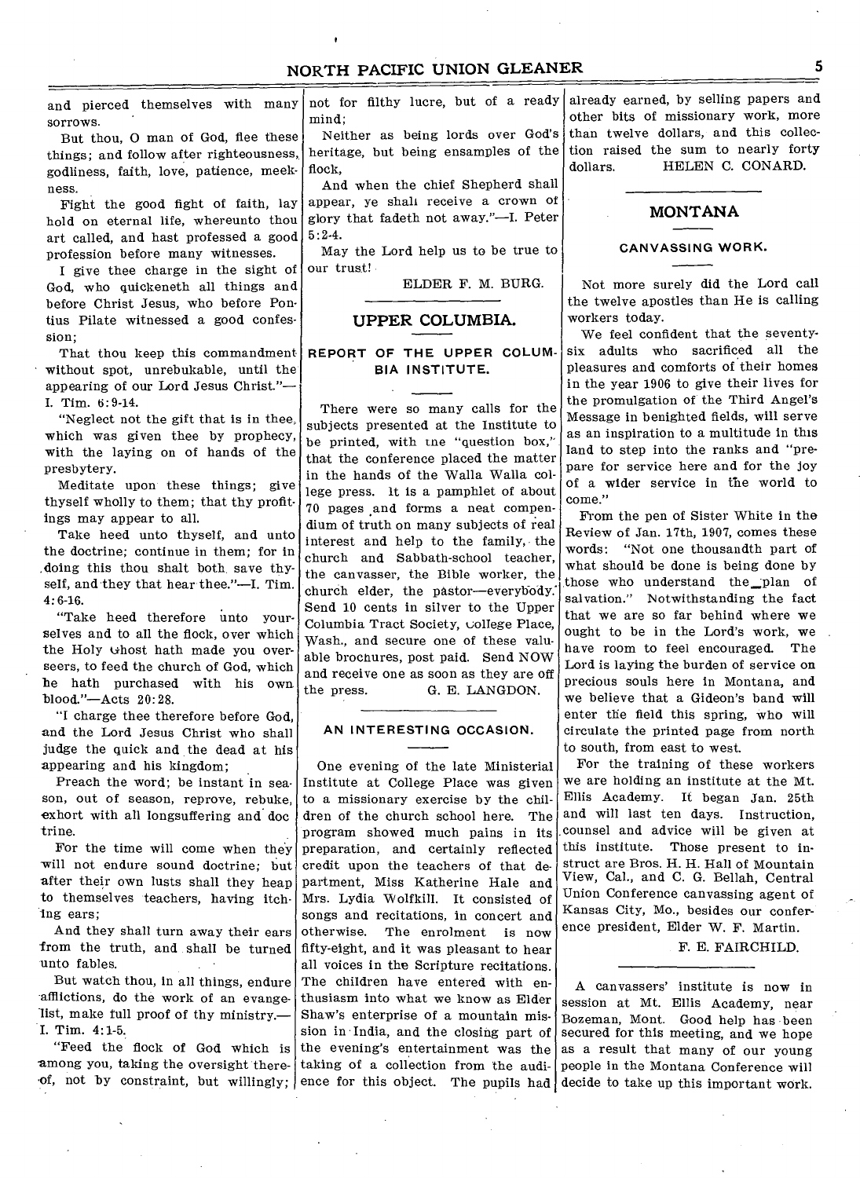and pierced themselves with many sorrows.

But thou, O man of God, flee these things; and follow after righteousness, godliness, faith, love, patience, meekness.

Fight the good fight of faith, lay hold on eternal life, whereunto thou art called, and hast professed a good profession before many witnesses.

I give thee charge in the sight of God, who quickeneth all things and before Christ Jesus, who before Pontius Pilate witnessed a good confession;

That thou keep this commandment without spot, unrebukable, until the appearing of our Lord Jesus Christ."—I. Tim. 6:9-14.

"Neglect not the gift that is in thee, which was given thee by prophecy, with the laying on of hands of the presbytery.

Meditate upon these things; give thyself wholly to them; that thy profitings may appear to all.

Take heed unto thyself, and unto the doctrine; continue in them; for in doing this thou shalt both save thyself, and they that hear thee."—I. Tim. 4:6-16.

"Take heed therefore unto yourselves and to all the flock, over which the Holy Ghost hath made you overseers, to feed the church of God, which he hath purchased with his own blood."—Acts 20:28.

"I charge thee therefore before God, and the Lord Jesus Christ who shall judge the quick and the dead at his appearing and his kingdom;

Preach the word; be instant in season, out of season, reprove, rebuke, exhort with all longsuffering and doctrine.

For the time will come when they will not endure sound doctrine; but after their own lusts shall they heap to themselves teachers, having itching ears;

And they shall turn away their ears from the truth, and shall be turned unto fables.

But watch thou, in all things, endure afflictions, do the work of an evangelist, make full proof of thy ministry.—I. Tim. 4:1-5.

"Feed the flock of God which is among you, taking the oversight thereof, not by constraint, but willingly; not for filthy lucre, but of a ready mind;

Neither as being lords over God's heritage, but being ensamples of the flock,

And when the chief Shepherd shall appear, ye shall receive a crown of glory that fadeth not away."—I. Peter 5:2-4.

May the Lord help us to be true to our trust!

ELDER F. M. BURG.

## UPPER COLUMBIA.

### REPORT OF THE UPPER COLUMBIA INSTITUTE.

There were so many calls for the subjects presented at the Institute to be printed, with the "question box," that the conference placed the matter in the hands of the Walla Walla college press. It is a pamphlet of about 70 pages and forms a neat compendium of truth on many subjects of real interest and help to the family, the church and Sabbath-school teacher, the canvasser, the Bible worker, the church elder, the pastor—everybody. Send 10 cents in silver to the Upper Columbia Tract Society, College Place, Wash., and secure one of these valuable brochures, post paid. Send NOW and receive one as soon as they are off the press.

G. E. LANGDON.

### AN INTERESTING OCCASION.

One evening of the late Ministerial Institute at College Place was given to a missionary exercise by the children of the church school here. The program showed much pains in its preparation, and certainly reflected credit upon the teachers of that department, Miss Katherine Hale and Mrs. Lydia Wolfkill. It consisted of songs and recitations, in concert and otherwise. The enrolment is now fifty-eight, and it was pleasant to hear all voices in the Scripture recitations. The children have entered with enthusiasm into what we know as Elder Shaw's enterprise of a mountain mission in India, and the closing part of the evening's entertainment was the taking of a collection from the audience for this object. The pupils had already earned, by selling papers and other bits of missionary work, more than twelve dollars, and this collection raised the sum to nearly forty dollars.

HELEN C. CONARD.

## MONTANA

### CANVASSING WORK.

Not more surely did the Lord call the twelve apostles than He is calling workers today.

We feel confident that the seventy-six adults who sacrificed all the pleasures and comforts of their homes in the year 1906 to give their lives for the promulgation of the Third Angel's Message in benighted fields, will serve as an inspiration to a multitude in this land to step into the ranks and "prepare for service here and for the joy of a wider service in the world to come."

From the pen of Sister White in the Review of Jan. 17th, 1907, comes these words: "Not one thousandth part of what should be done is being done by those who understand the plan of salvation." Notwithstanding the fact that we are so far behind where we ought to be in the Lord's work, we have room to feel encouraged. The Lord is laying the burden of service on precious souls here in Montana, and we believe that a Gideon's band will enter the field this spring, who will circulate the printed page from north to south, from east to west.

For the training of these workers we are holding an institute at the Mt. Ellis Academy. It began Jan. 25th and will last ten days. Instruction, counsel and advice will be given at this institute. Those present to instruct are Bros. H. H. Hall of Mountain View, Cal., and C. G. Bellah, Central Union Conference canvassing agent of Kansas City, Mo., besides our conference president, Elder W. F. Martin.

F. E. FAIRCHILD.

---

A canvassers' institute is now in session at Mt. Ellis Academy, near Bozeman, Mont. Good help has been secured for this meeting, and we hope as a result that many of our young people in the Montana Conference will decide to take up this important work.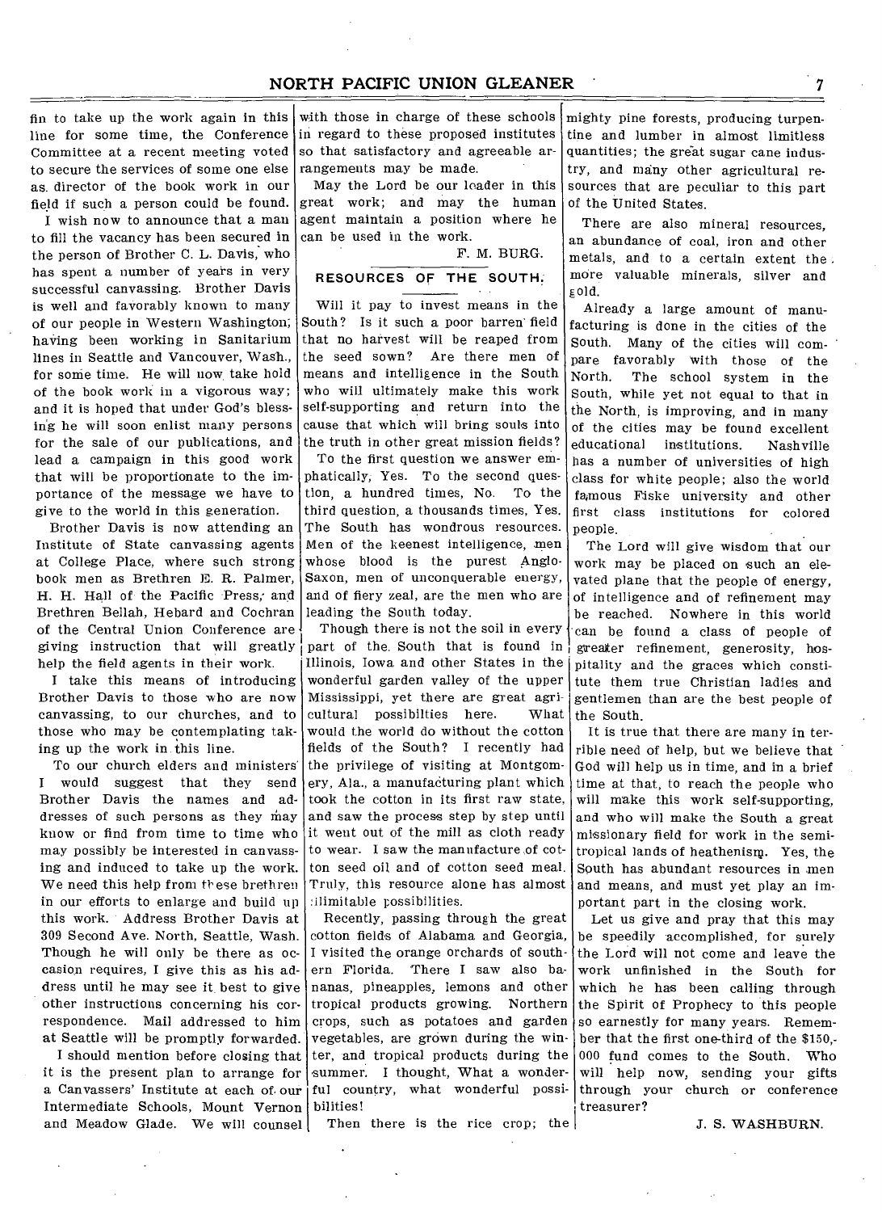fin to take up the work again in this line for some time, the Conference Committee at a recent meeting voted to secure the services of some one else as director of the book work in our field if such a person could be found.

I wish now to announce that a man to fill the vacancy has been secured in the person of Brother C. L. Davis, who has spent a number of years in very successful canvassing. Brother Davis is well and favorably known to many of our people in Western Washington, having been working in Sanitarium lines in Seattle and Vancouver, Wash., for some time. He will now take hold of the book work in a vigorous way; and it is hoped that under God's blessing he will soon enlist many persons for the sale of our publications, and lead a campaign in this good work that will be proportionate to the importance of the message we have to give to the world in this generation.

Brother Davis is now attending an Institute of State canvassing agents at College Place, where such strong book men as Brethren E. R. Palmer, H. H. Hall of the Pacific Press, and Brethren Bellah, Hebard and Cochran of the Central Union Conference are giving instruction that will greatly help the field agents in their work.

I take this means of introducing Brother Davis to those who are now canvassing, to our churches, and to those who may be contemplating taking up the work in this line.

To our church elders and ministers I would suggest that they send Brother Davis the names and addresses of such persons as they may know or find from time to time who may possibly be interested in canvassing and induced to take up the work. We need this help from these brethren in our efforts to enlarge and build up this work. Address Brother Davis at 309 Second Ave. North, Seattle, Wash. Though he will only be there as occasion requires, I give this as his address until he may see it best to give other instructions concerning his correspondence. Mail addressed to him at Seattle will be promptly forwarded.

I should mention before closing that it is the present plan to arrange for a Canvassers' Institute at each of our Intermediate Schools, Mount Vernon and Meadow Glade. We will counsel with those in charge of these schools in regard to these proposed institutes so that satisfactory and agreeable arrangements may be made.

May the Lord be our leader in this great work; and may the human agent maintain a position where he can be used in the work.

F. M. BURG.

## RESOURCES OF THE SOUTH.

Will it pay to invest means in the South? Is it such a poor barren field that no harvest will be reaped from the seed sown? Are there men of means and intelligence in the South who will ultimately make this work self-supporting and return into the cause that which will bring souls into the truth in other great mission fields?

To the first question we answer emphatically, Yes. To the second question, a hundred times, No. To the third question, a thousands times, Yes. The South has wondrous resources. Men of the keenest intelligence, men whose blood is the purest Anglo-Saxon, men of unconquerable energy, and of fiery zeal, are the men who are leading the South today.

Though there is not the soil in every part of the South that is found in Illinois, Iowa and other States in the wonderful garden valley of the upper Mississippi, yet there are great agricultural possibilties here. What would the world do without the cotton fields of the South? I recently had the privilege of visiting at Montgomery, Ala., a manufacturing plant which took the cotton in its first raw state, and saw the process step by step until it went out of the mill as cloth ready to wear. I saw the manufacture of cotton seed oil and of cotton seed meal. Truly, this resource alone has almost illimitable possibilities.

Recently, passing through the great cotton fields of Alabama and Georgia, I visited the orange orchards of southern Florida. There I saw also bananas, pineapples, lemons and other tropical products growing. Northern crops, such as potatoes and garden vegetables, are grown during the winter, and tropical products during the summer. I thought, What a wonderful country, what wonderful possibilities!

Then there is the rice crop; the mighty pine forests, producing turpentine and lumber in almost limitless quantities; the great sugar cane industry, and many other agricultural resources that are peculiar to this part of the United States.

There are also mineral resources, an abundance of coal, iron and other metals, and to a certain extent the more valuable minerals, silver and gold.

Already a large amount of manufacturing is done in the cities of the South. Many of the cities will compare favorably with those of the North. The school system in the South, while yet not equal to that in the North, is improving, and in many of the cities may be found excellent educational institutions. Nashville has a number of universities of high class for white people; also the world famous Fiske university and other first class institutions for colored people.

The Lord will give wisdom that our work may be placed on such an elevated plane that the people of energy, of intelligence and of refinement may be reached. Nowhere in this world can be found a class of people of greater refinement, generosity, hospitality and the graces which constitute them true Christian ladies and gentlemen than are the best people of the South.

It is true that there are many in terrible need of help, but we believe that God will help us in time, and in a brief time at that, to reach the people who will make this work self-supporting, and who will make the South a great missionary field for work in the semi-tropical lands of heathenism. Yes, the South has abundant resources in men and means, and must yet play an important part in the closing work.

Let us give and pray that this may be speedily accomplished, for surely the Lord will not come and leave the work unfinished in the South for which he has been calling through the Spirit of Prophecy to this people so earnestly for many years. Remember that the first one-third of the $150,000 fund comes to the South. Who will help now, sending your gifts through your church or conference treasurer?

J. S. WASHBURN.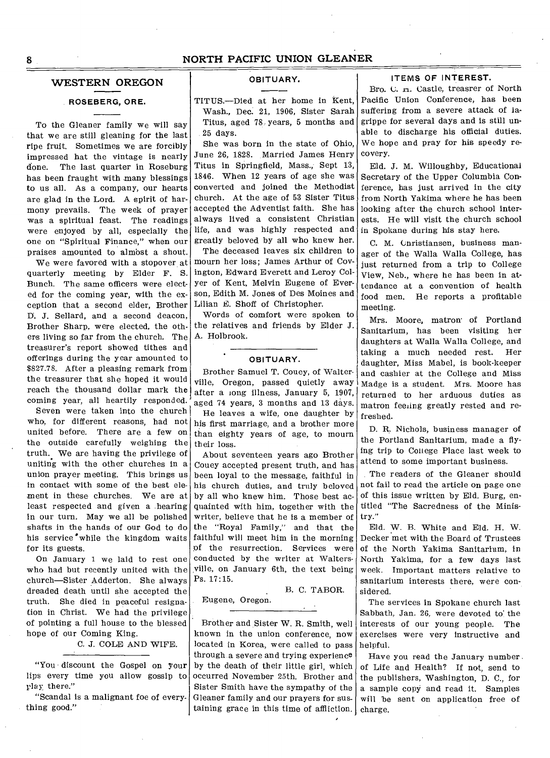## WESTERN OREGON

### ROSEBERG, ORE.

To the Gleaner family we will say that we are still gleaning for the last ripe fruit. Sometimes we are forcibly impressed hat the vintage is nearly done. The last quarter in Roseburg has been fraught with many blessings to us all. As a company, our hearts are glad in the Lord. A spirit of harmony prevails. The week of prayer was a spiritual feast. The readings were enjoyed by all, especially the one on "Spiritual Finance," when our praises amounted to almost a shout.

We were favored with a stopover at quarterly meeting by Elder F. S. Bunch. The same officers were elected for the coming year, with the exception that a second elder, Brother D. J. Sellard, and a second deacon, Brother Sharp, were elected, the others living so far from the church. The treasurer's report showed tithes and offerings during the year amounted to $827.78. After a pleasing remark from the treasurer that she hoped it would reach the thousand dollar mark the coming year, all heartily responded.

Seven were taken into the church who, for different reasons, had not united before. There are a few on the outside carefully weighing the truth. We are having the privilege of uniting with the other churches in a union prayer meeting. This brings us in contact with some of the best element in these churches. We are at least respected and given a hearing in our turn. May we all be polished shafts in the hands of our God to do his service while the kingdom waits for its guests.

On January 1 we laid to rest one who had but recently united with the church—Sister Adderton. She always dreaded death until she accepted the truth. She died in peaceful resignation in Christ. We had the privilege of pointing a full house to the blessed hope of our Coming King.

C. J. COLE AND WIFE.

---

"You discount the Gospel on your lips every time you allow gossip to play there."

"Scandal is a malignant foe of everything good."

### OBITUARY.

TITUS.—Died at her home in Kent, Wash., Dec. 21, 1906, Sister Sarah Titus, aged 78 years, 5 months and 25 days.

She was born in the state of Ohio, June 26, 1828. Married James Henry Titus in Springfield, Mass., Sept 13, 1846. When 12 years of age she was converted and joined the Methodist church. At the age of 53 Sister Titus accepted the Adventist faith. She has always lived a consistent Christian life, and was highly respected and greatly beloved by all who knew her.

The deceased leaves six children to mourn her loss; James Arthur of Covington, Edward Everett and Leroy Colyer of Kent, Melvin Eugene of Everson, Edith M. Jones of Des Moines and Lilian E. Shoff of Christopher.

Words of comfort were spoken to the relatives and friends by Elder J. A. Holbrook.

### OBITUARY.

Brother Samuel T. Couey, of Walterville, Oregon, passed quietly away after a long illness, January 5, 1907, aged 74 years, 3 months and 13 days.

He leaves a wife, one daughter by his first marriage, and a brother more than eighty years of age, to mourn their loss.

About seventeen years ago Brother Couey accepted present truth, and has been loyal to the message, faithful in his church duties, and truly beloved by all who knew him. Those best acquainted with him, together with the writer, believe that he is a member of the "Royal Family," and that the faithful will meet him in the morning of the resurrection. Services were conducted by the writer at Waltersville, on January 6th, the text being Ps. 17:15.

B. C. TABOR.

Eugene, Oregon.

---

Brother and Sister W. R. Smith, well known in the union conference, now located in Korea, were called to pass through a severe and trying experience by the death of their little girl, which occurred November 25th. Brother and Sister Smith have the sympathy of the Gleaner family and our prayers for sustaining grace in this time of affliction.

### ITEMS OF INTEREST.

Bro. C. H. Castle, treasrer of North Pacific Union Conference, has been suffering from a severe attack of lagrippe for several days and is still unable to discharge his official duties. We hope and pray for his speedy recovery.

Eld. J. M. Willoughby, Educational Secretary of the Upper Columbia Conference, has just arrived in the city from North Yakima where he has been looking after the church school interests. He will visit the church school in Spokane during his stay here.

C. M. Christiansen, business manager of the Walla Walla College, has just returned from a trip to College View, Neb., where he has been in attendance at a convention of health food men. He reports a profitable meeting.

Mrs. Moore, matron of Portland Sanitarium, has been visiting her daughters at Walla Walla College, and taking a much needed rest. Her daughter, Miss Mabel, is book-keeper and cashier at the College and Miss Madge is a student. Mrs. Moore has returned to her arduous duties as matron feeling greatly rested and refreshed.

D. R. Nichols, business manager of the Portland Sanitarium, made a flying trip to College Place last week to attend to some important business.

The readers of the Gleaner should not fail to read the article on page one of this issue written by Eld. Burg, entitled "The Sacredness of the Ministry."

Eld. W. B. White and Eld. H. W. Decker met with the Board of Trustees of the North Yakima Sanitarium, in North Yakima, for a few days last week. Important matters relative to sanitarium interests there, were considered.

The services in Spokane church last Sabbath, Jan. 26, were devoted to the interests of our young people. The exercises were very instructive and helpful.

Have you read the January number of Life and Health? If not, send to the publishers, Washington, D. C., for a sample copy and read it. Samples will be sent on application free of charge.